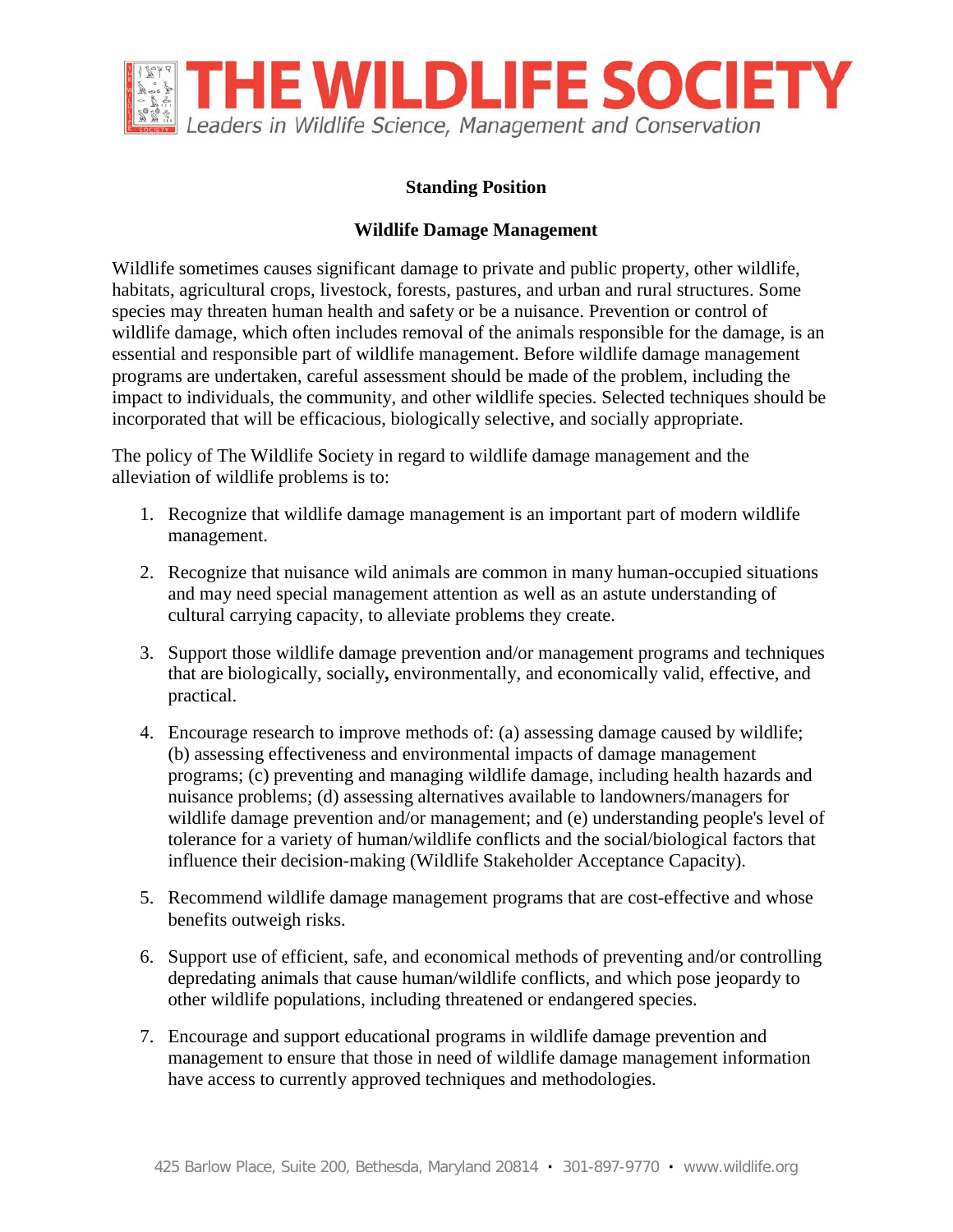# THE WILDLIFE SOCIETY

*Leaders in Wildlife Science, Management and Conservation*

**Standing Position**

## Wildlife Damage Management

Wildlife sometimes causes significant damage to private and public property, other wildlife, habitats, agricultural crops, livestock, forests, pastures, and urban and rural structures. Some species may threaten human health and safety or be a nuisance. Prevention or control of wildlife damage, which often includes removal of the animals responsible for the damage, is an essential and responsible part of wildlife management. Before wildlife damage management programs are undertaken, careful assessment should be made of the problem, including the impact to individuals, the community, and other wildlife species. Selected techniques should be incorporated that will be efficacious, biologically selective, and socially appropriate.

The policy of The Wildlife Society in regard to wildlife damage management and the alleviation of wildlife problems is to:

1. Recognize that wildlife damage management is an important part of modern wildlife management.
2. Recognize that nuisance wild animals are common in many human-occupied situations and may need special management attention as well as an astute understanding of cultural carrying capacity, to alleviate problems they create.
3. Support those wildlife damage prevention and/or management programs and techniques that are biologically, socially**,** environmentally, and economically valid, effective, and practical.
4. Encourage research to improve methods of: (a) assessing damage caused by wildlife; (b) assessing effectiveness and environmental impacts of damage management programs; (c) preventing and managing wildlife damage, including health hazards and nuisance problems; (d) assessing alternatives available to landowners/managers for wildlife damage prevention and/or management; and (e) understanding people's level of tolerance for a variety of human/wildlife conflicts and the social/biological factors that influence their decision-making (Wildlife Stakeholder Acceptance Capacity).
5. Recommend wildlife damage management programs that are cost-effective and whose benefits outweigh risks.
6. Support use of efficient, safe, and economical methods of preventing and/or controlling depredating animals that cause human/wildlife conflicts, and which pose jeopardy to other wildlife populations, including threatened or endangered species.
7. Encourage and support educational programs in wildlife damage prevention and management to ensure that those in need of wildlife damage management information have access to currently approved techniques and methodologies.

425 Barlow Place, Suite 200, Bethesda, Maryland 20814 • 301-897-9770 • www.wildlife.org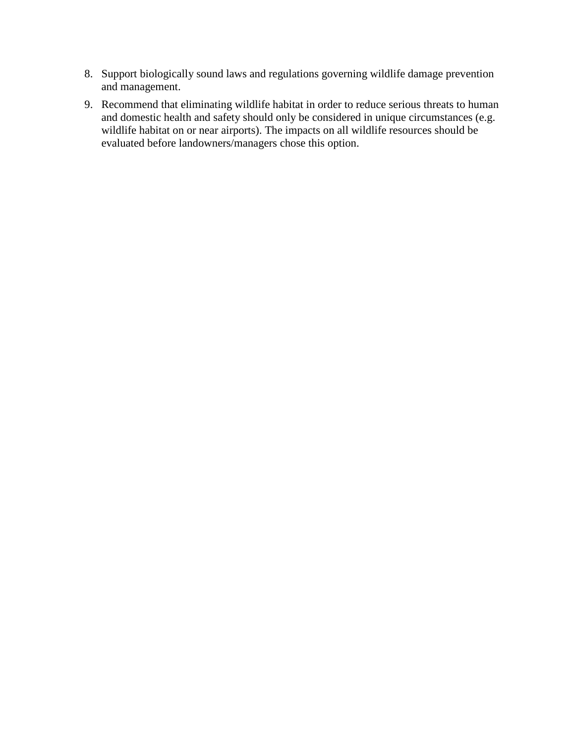8. Support biologically sound laws and regulations governing wildlife damage prevention and management.
9. Recommend that eliminating wildlife habitat in order to reduce serious threats to human and domestic health and safety should only be considered in unique circumstances (e.g. wildlife habitat on or near airports). The impacts on all wildlife resources should be evaluated before landowners/managers chose this option.